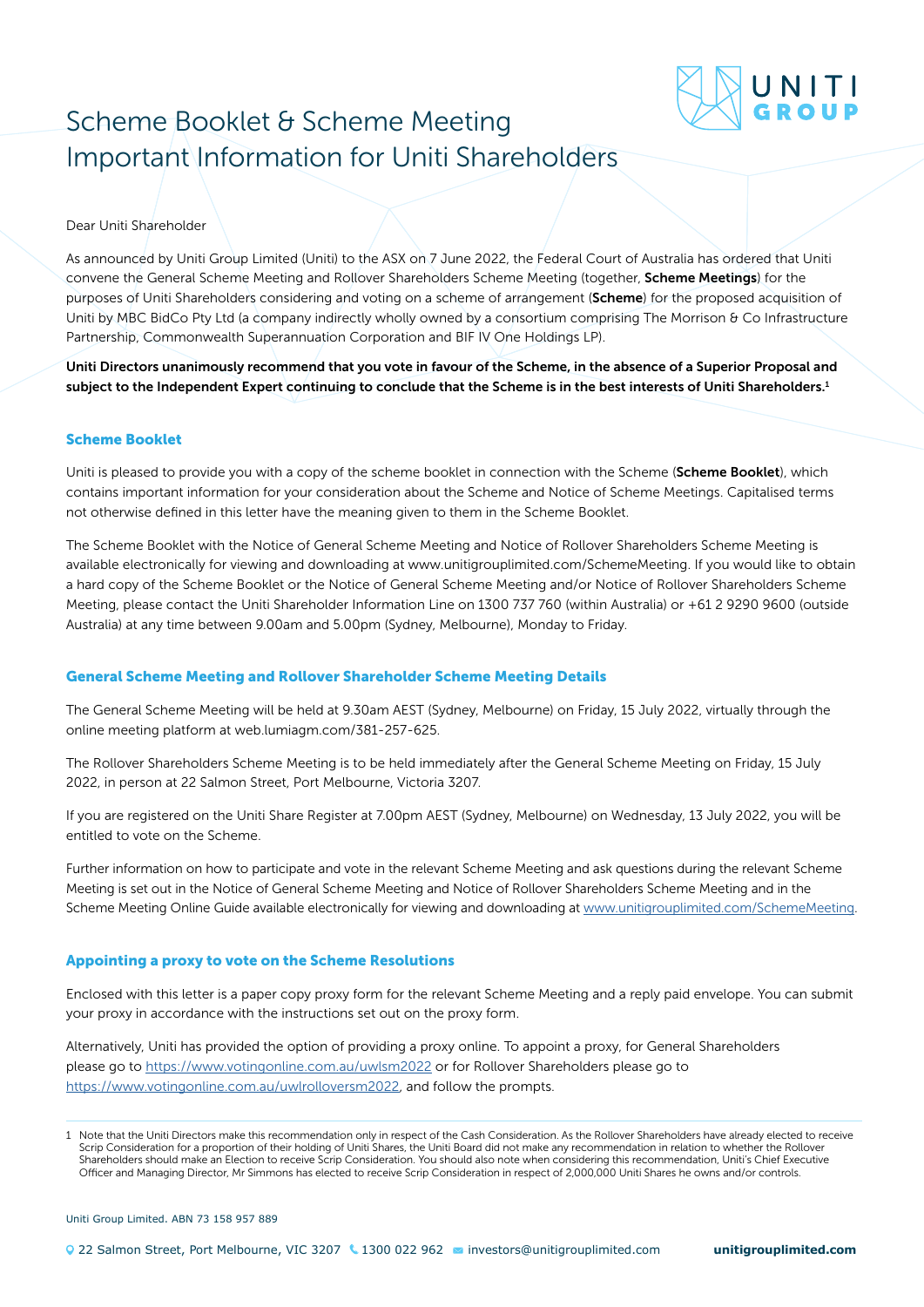# Scheme Booklet & Scheme Meeting Important Information for Uniti Shareholders

Dear Uniti Shareholder

As announced by Uniti Group Limited (Uniti) to the ASX on 7 June 2022, the Federal Court of Australia has ordered that Uniti convene the General Scheme Meeting and Rollover Shareholders Scheme Meeting (together, **Scheme Meetings**) for the purposes of Uniti Shareholders considering and voting on a scheme of arrangement (**Scheme**) for the proposed acquisition of Uniti by MBC BidCo Pty Ltd (a company indirectly wholly owned by a consortium comprising The Morrison & Co Infrastructure Partnership, Commonwealth Superannuation Corporation and BIF IV One Holdings LP).

**Uniti Directors unanimously recommend that you vote in favour of the Scheme, in the absence of a Superior Proposal and subject to the Independent Expert continuing to conclude that the Scheme is in the best interests of Uniti Shareholders.**[1]

## Scheme Booklet

Uniti is pleased to provide you with a copy of the scheme booklet in connection with the Scheme (**Scheme Booklet**), which contains important information for your consideration about the Scheme and Notice of Scheme Meetings. Capitalised terms not otherwise defined in this letter have the meaning given to them in the Scheme Booklet.

The Scheme Booklet with the Notice of General Scheme Meeting and Notice of Rollover Shareholders Scheme Meeting is available electronically for viewing and downloading at www.unitigrouplimited.com/SchemeMeeting. If you would like to obtain a hard copy of the Scheme Booklet or the Notice of General Scheme Meeting and/or Notice of Rollover Shareholders Scheme Meeting, please contact the Uniti Shareholder Information Line on 1300 737 760 (within Australia) or +61 2 9290 9600 (outside Australia) at any time between 9.00am and 5.00pm (Sydney, Melbourne), Monday to Friday.

## General Scheme Meeting and Rollover Shareholder Scheme Meeting Details

The General Scheme Meeting will be held at 9.30am AEST (Sydney, Melbourne) on Friday, 15 July 2022, virtually through the online meeting platform at web.lumiagm.com/381-257-625.

The Rollover Shareholders Scheme Meeting is to be held immediately after the General Scheme Meeting on Friday, 15 July 2022, in person at 22 Salmon Street, Port Melbourne, Victoria 3207.

If you are registered on the Uniti Share Register at 7.00pm AEST (Sydney, Melbourne) on Wednesday, 13 July 2022, you will be entitled to vote on the Scheme.

Further information on how to participate and vote in the relevant Scheme Meeting and ask questions during the relevant Scheme Meeting is set out in the Notice of General Scheme Meeting and Notice of Rollover Shareholders Scheme Meeting and in the Scheme Meeting Online Guide available electronically for viewing and downloading at www.unitigrouplimited.com/SchemeMeeting.

## Appointing a proxy to vote on the Scheme Resolutions

Enclosed with this letter is a paper copy proxy form for the relevant Scheme Meeting and a reply paid envelope. You can submit your proxy in accordance with the instructions set out on the proxy form.

Alternatively, Uniti has provided the option of providing a proxy online. To appoint a proxy, for General Shareholders please go to https://www.votingonline.com.au/uwlsm2022 or for Rollover Shareholders please go to https://www.votingonline.com.au/uwlrolloversm2022, and follow the prompts.

1 Note that the Uniti Directors make this recommendation only in respect of the Cash Consideration. As the Rollover Shareholders have already elected to receive Scrip Consideration for a proportion of their holding of Uniti Shares, the Uniti Board did not make any recommendation in relation to whether the Rollover Shareholders should make an Election to receive Scrip Consideration. You should also note when considering this recommendation, Uniti's Chief Executive Officer and Managing Director, Mr Simmons has elected to receive Scrip Consideration in respect of 2,000,000 Uniti Shares he owns and/or controls.

Uniti Group Limited. ABN 73 158 957 889

22 Salmon Street, Port Melbourne, VIC 3207 1300 022 962 investors@unitigrouplimited.com **unitigrouplimited.com**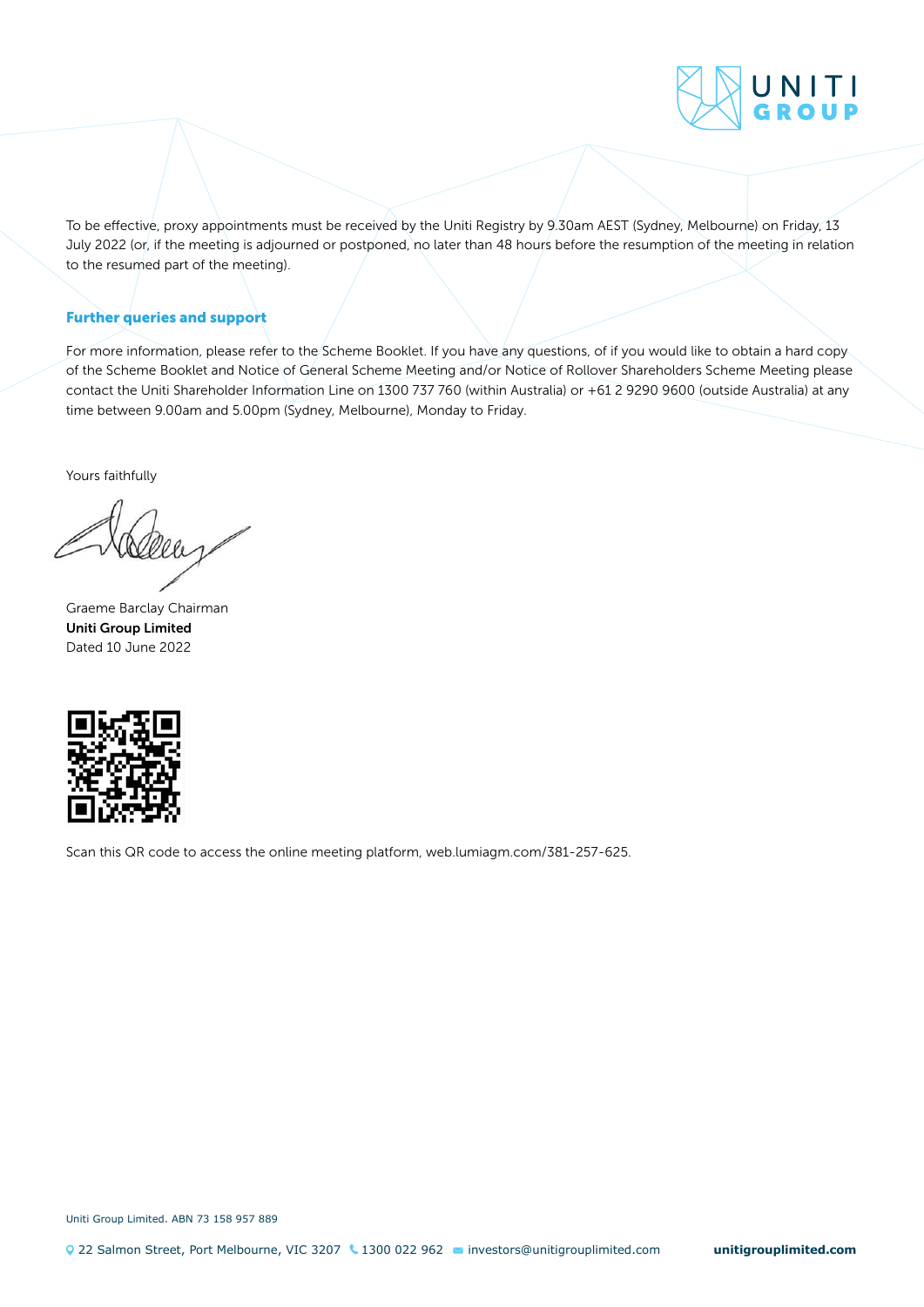To be effective, proxy appointments must be received by the Uniti Registry by 9.30am AEST (Sydney, Melbourne) on Friday, 13 July 2022 (or, if the meeting is adjourned or postponed, no later than 48 hours before the resumption of the meeting in relation to the resumed part of the meeting).

## Further queries and support

For more information, please refer to the Scheme Booklet. If you have any questions, of if you would like to obtain a hard copy of the Scheme Booklet and Notice of General Scheme Meeting and/or Notice of Rollover Shareholders Scheme Meeting please contact the Uniti Shareholder Information Line on 1300 737 760 (within Australia) or +61 2 9290 9600 (outside Australia) at any time between 9.00am and 5.00pm (Sydney, Melbourne), Monday to Friday.

Yours faithfully

Graeme Barclay Chairman
**Uniti Group Limited**
Dated 10 June 2022

Scan this QR code to access the online meeting platform, web.lumiagm.com/381-257-625.

Uniti Group Limited. ABN 73 158 957 889

22 Salmon Street, Port Melbourne, VIC 3207 1300 022 962 investors@unitigrouplimited.com **unitigrouplimited.com**